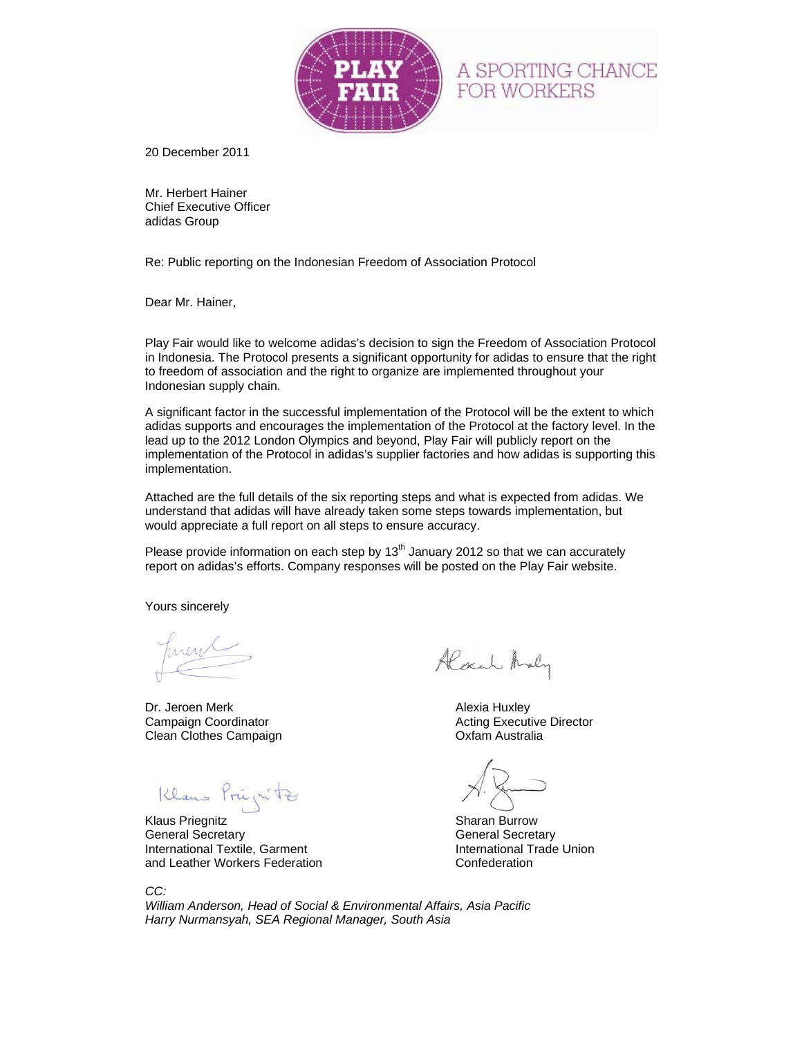A SPORTING CHANCE FOR WORKERS

20 December 2011

Mr. Herbert Hainer
Chief Executive Officer
adidas Group

Re: Public reporting on the Indonesian Freedom of Association Protocol

Dear Mr. Hainer,

Play Fair would like to welcome adidas's decision to sign the Freedom of Association Protocol in Indonesia. The Protocol presents a significant opportunity for adidas to ensure that the right to freedom of association and the right to organize are implemented throughout your Indonesian supply chain.

A significant factor in the successful implementation of the Protocol will be the extent to which adidas supports and encourages the implementation of the Protocol at the factory level. In the lead up to the 2012 London Olympics and beyond, Play Fair will publicly report on the implementation of the Protocol in adidas's supplier factories and how adidas is supporting this implementation.

Attached are the full details of the six reporting steps and what is expected from adidas. We understand that adidas will have already taken some steps towards implementation, but would appreciate a full report on all steps to ensure accuracy.

Please provide information on each step by 13th January 2012 so that we can accurately report on adidas's efforts. Company responses will be posted on the Play Fair website.

Yours sincerely

Dr. Jeroen Merk
Campaign Coordinator
Clean Clothes Campaign

Alexia Huxley
Acting Executive Director
Oxfam Australia

Klaus Priegnitz
General Secretary
International Textile, Garment and Leather Workers Federation

Sharan Burrow
General Secretary
International Trade Union Confederation

*CC:*
*William Anderson, Head of Social & Environmental Affairs, Asia Pacific*
*Harry Nurmansyah, SEA Regional Manager, South Asia*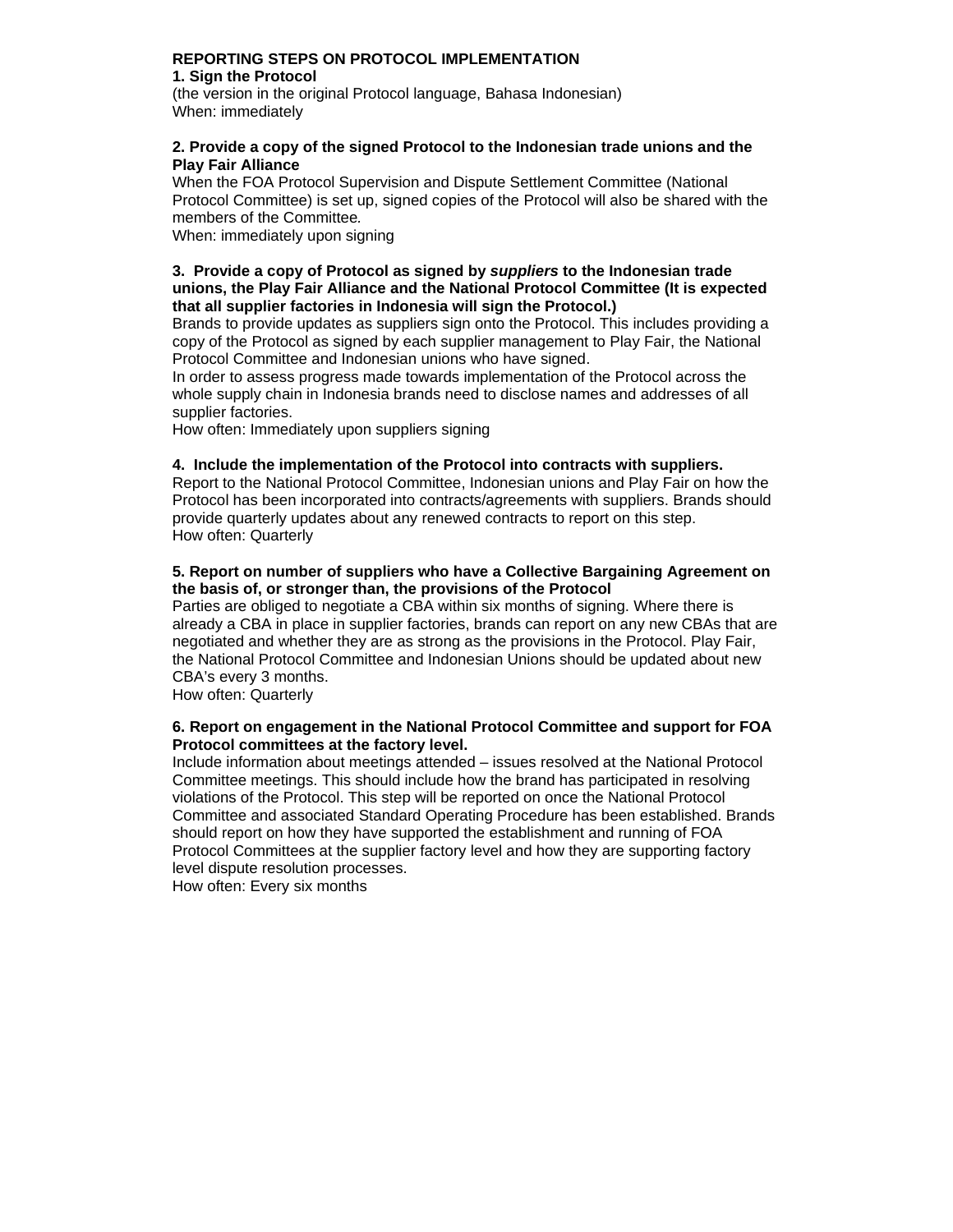**REPORTING STEPS ON PROTOCOL IMPLEMENTATION**

**1. Sign the Protocol**

(the version in the original Protocol language, Bahasa Indonesian)
When: immediately

**2. Provide a copy of the signed Protocol to the Indonesian trade unions and the Play Fair Alliance**

When the FOA Protocol Supervision and Dispute Settlement Committee (National Protocol Committee) is set up, signed copies of the Protocol will also be shared with the members of the Committee.
When: immediately upon signing

**3. Provide a copy of Protocol as signed by *suppliers* to the Indonesian trade unions, the Play Fair Alliance and the National Protocol Committee (It is expected that all supplier factories in Indonesia will sign the Protocol.)**

Brands to provide updates as suppliers sign onto the Protocol. This includes providing a copy of the Protocol as signed by each supplier management to Play Fair, the National Protocol Committee and Indonesian unions who have signed.
In order to assess progress made towards implementation of the Protocol across the whole supply chain in Indonesia brands need to disclose names and addresses of all supplier factories.
How often: Immediately upon suppliers signing

**4. Include the implementation of the Protocol into contracts with suppliers.**

Report to the National Protocol Committee, Indonesian unions and Play Fair on how the Protocol has been incorporated into contracts/agreements with suppliers. Brands should provide quarterly updates about any renewed contracts to report on this step.
How often: Quarterly

**5. Report on number of suppliers who have a Collective Bargaining Agreement on the basis of, or stronger than, the provisions of the Protocol**

Parties are obliged to negotiate a CBA within six months of signing. Where there is already a CBA in place in supplier factories, brands can report on any new CBAs that are negotiated and whether they are as strong as the provisions in the Protocol. Play Fair, the National Protocol Committee and Indonesian Unions should be updated about new CBA's every 3 months.
How often: Quarterly

**6. Report on engagement in the National Protocol Committee and support for FOA Protocol committees at the factory level.**

Include information about meetings attended – issues resolved at the National Protocol Committee meetings. This should include how the brand has participated in resolving violations of the Protocol. This step will be reported on once the National Protocol Committee and associated Standard Operating Procedure has been established. Brands should report on how they have supported the establishment and running of FOA Protocol Committees at the supplier factory level and how they are supporting factory level dispute resolution processes.
How often: Every six months